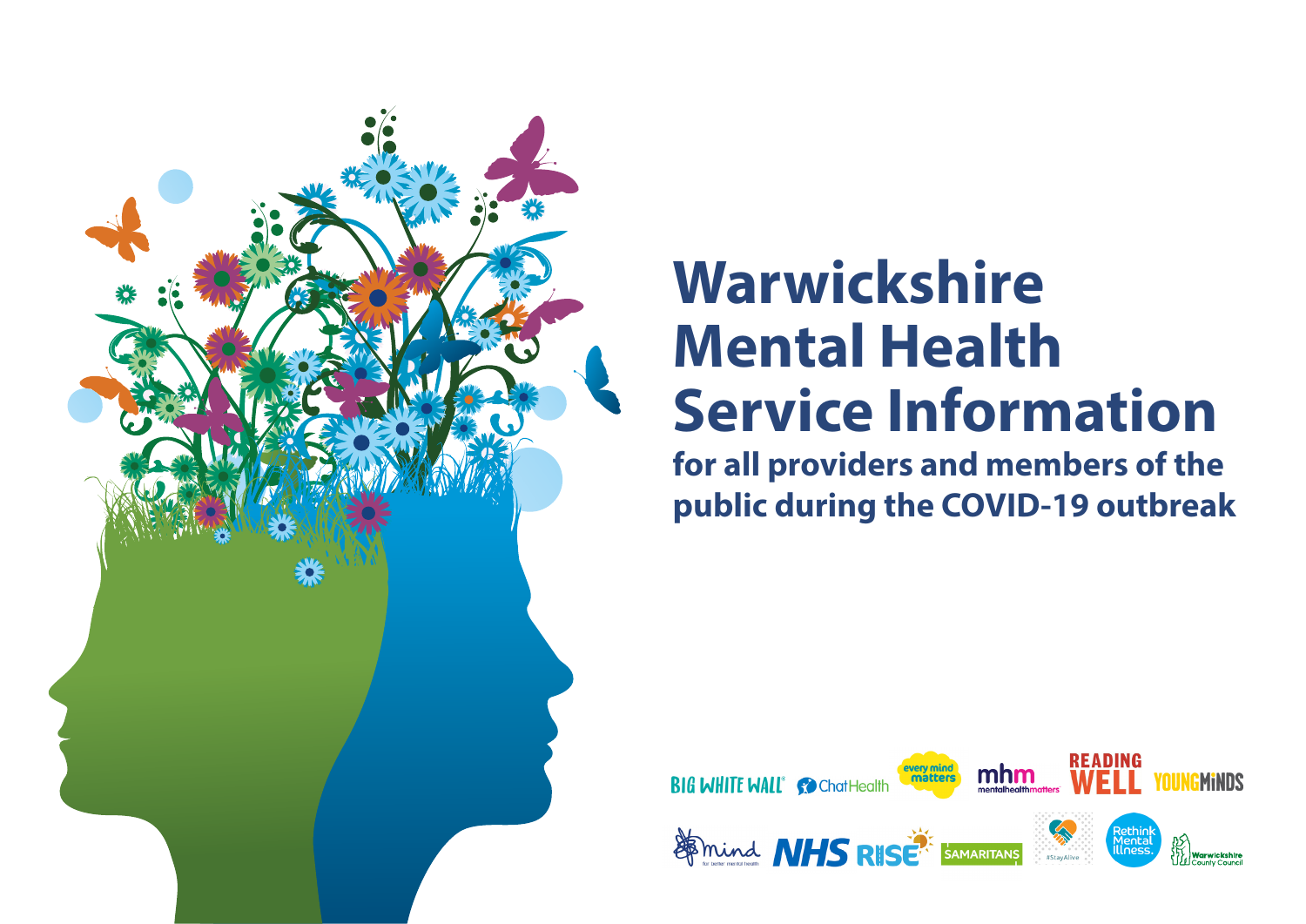# Warwickshire Mental Health Service Information

**for all providers and members of the public during the COVID-19 outbreak**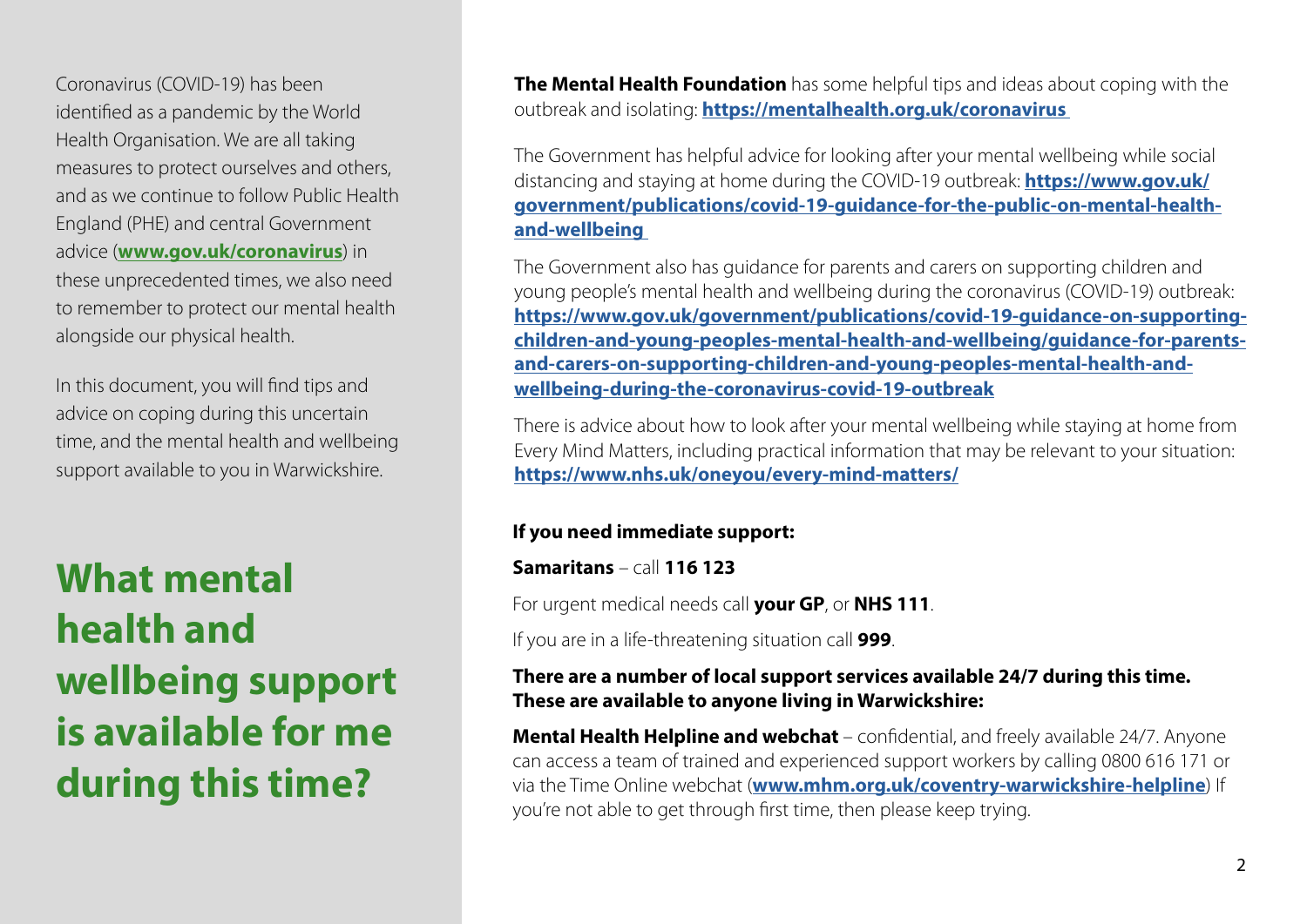Coronavirus (COVID-19) has been identified as a pandemic by the World Health Organisation. We are all taking measures to protect ourselves and others, and as we continue to follow Public Health England (PHE) and central Government advice (**www.gov.uk/coronavirus**) in these unprecedented times, we also need to remember to protect our mental health alongside our physical health.

In this document, you will find tips and advice on coping during this uncertain time, and the mental health and wellbeing support available to you in Warwickshire.

# What mental health and wellbeing support is available for me during this time?

**The Mental Health Foundation** has some helpful tips and ideas about coping with the outbreak and isolating: **https://mentalhealth.org.uk/coronavirus**

The Government has helpful advice for looking after your mental wellbeing while social distancing and staying at home during the COVID-19 outbreak: **https://www.gov.uk/government/publications/covid-19-guidance-for-the-public-on-mental-health-and-wellbeing**

The Government also has guidance for parents and carers on supporting children and young people's mental health and wellbeing during the coronavirus (COVID-19) outbreak: **https://www.gov.uk/government/publications/covid-19-guidance-on-supporting-children-and-young-peoples-mental-health-and-wellbeing/guidance-for-parents-and-carers-on-supporting-children-and-young-peoples-mental-health-and-wellbeing-during-the-coronavirus-covid-19-outbreak**

There is advice about how to look after your mental wellbeing while staying at home from Every Mind Matters, including practical information that may be relevant to your situation: **https://www.nhs.uk/oneyou/every-mind-matters/**

**If you need immediate support:**

**Samaritans** – call **116 123**

For urgent medical needs call **your GP**, or **NHS 111**.

If you are in a life-threatening situation call **999**.

**There are a number of local support services available 24/7 during this time. These are available to anyone living in Warwickshire:**

**Mental Health Helpline and webchat** – confidential, and freely available 24/7. Anyone can access a team of trained and experienced support workers by calling 0800 616 171 or via the Time Online webchat (**www.mhm.org.uk/coventry-warwickshire-helpline**) If you're not able to get through first time, then please keep trying.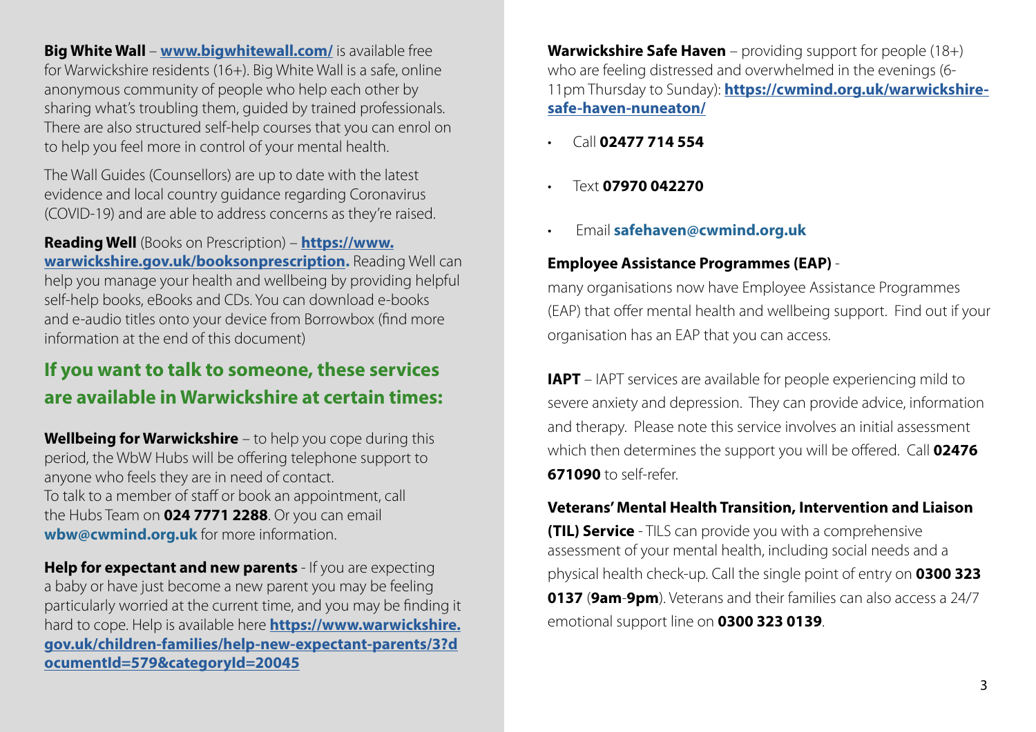**Big White Wall** – **[www.bigwhitewall.com/](www.bigwhitewall.com/)** is available free for Warwickshire residents (16+). Big White Wall is a safe, online anonymous community of people who help each other by sharing what's troubling them, guided by trained professionals. There are also structured self-help courses that you can enrol on to help you feel more in control of your mental health.

The Wall Guides (Counsellors) are up to date with the latest evidence and local country guidance regarding Coronavirus (COVID-19) and are able to address concerns as they're raised.

**Reading Well** (Books on Prescription) – **https://www.warwickshire.gov.uk/booksonprescription.** Reading Well can help you manage your health and wellbeing by providing helpful self-help books, eBooks and CDs. You can download e-books and e-audio titles onto your device from Borrowbox (find more information at the end of this document)

## If you want to talk to someone, these services are available in Warwickshire at certain times:

**Wellbeing for Warwickshire** – to help you cope during this period, the WbW Hubs will be offering telephone support to anyone who feels they are in need of contact.
To talk to a member of staff or book an appointment, call the Hubs Team on **024 7771 2288**. Or you can email **wbw@cwmind.org.uk** for more information.

**Help for expectant and new parents** - If you are expecting a baby or have just become a new parent you may be feeling particularly worried at the current time, and you may be finding it hard to cope. Help is available here **https://www.warwickshire.gov.uk/children-families/help-new-expectant-parents/3?documentId=579&categoryId=20045**

**Warwickshire Safe Haven** – providing support for people (18+) who are feeling distressed and overwhelmed in the evenings (6-11pm Thursday to Sunday): **https://cwmind.org.uk/warwickshire-safe-haven-nuneaton/**

- Call **02477 714 554**
- Text **07970 042270**
- Email **safehaven@cwmind.org.uk**

**Employee Assistance Programmes (EAP)** -
many organisations now have Employee Assistance Programmes (EAP) that offer mental health and wellbeing support. Find out if your organisation has an EAP that you can access.

**IAPT** – IAPT services are available for people experiencing mild to severe anxiety and depression. They can provide advice, information and therapy. Please note this service involves an initial assessment which then determines the support you will be offered. Call **02476 671090** to self-refer.

**Veterans' Mental Health Transition, Intervention and Liaison (TIL) Service** - TILS can provide you with a comprehensive assessment of your mental health, including social needs and a physical health check-up. Call the single point of entry on **0300 323 0137** (**9am**-**9pm**). Veterans and their families can also access a 24/7 emotional support line on **0300 323 0139**.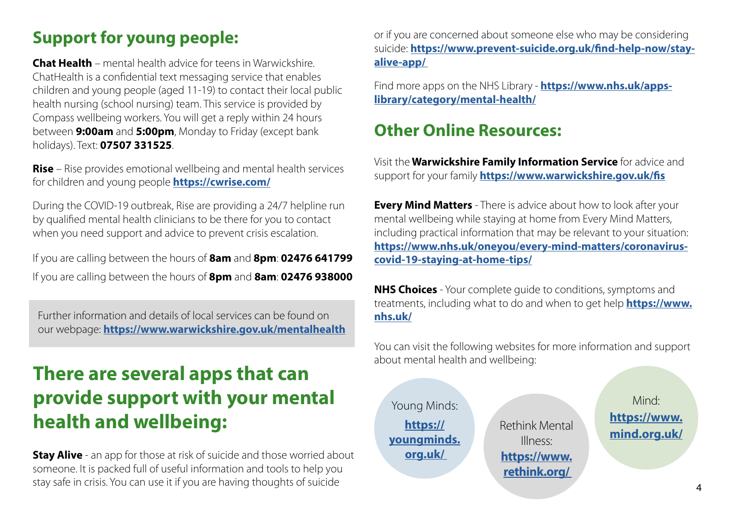## Support for young people:

**Chat Health** – mental health advice for teens in Warwickshire. ChatHealth is a confidential text messaging service that enables children and young people (aged 11-19) to contact their local public health nursing (school nursing) team. This service is provided by Compass wellbeing workers. You will get a reply within 24 hours between **9:00am** and **5:00pm**, Monday to Friday (except bank holidays). Text: **07507 331525**.

**Rise** – Rise provides emotional wellbeing and mental health services for children and young people **https://cwrise.com/**

During the COVID-19 outbreak, Rise are providing a 24/7 helpline run by qualified mental health clinicians to be there for you to contact when you need support and advice to prevent crisis escalation.

If you are calling between the hours of **8am** and **8pm**: **02476 641799**

If you are calling between the hours of **8pm** and **8am**: **02476 938000**

Further information and details of local services can be found on our webpage: **https://www.warwickshire.gov.uk/mentalhealth**

## There are several apps that can provide support with your mental health and wellbeing:

**Stay Alive** - an app for those at risk of suicide and those worried about someone. It is packed full of useful information and tools to help you stay safe in crisis. You can use it if you are having thoughts of suicide or if you are concerned about someone else who may be considering suicide: **https://www.prevent-suicide.org.uk/find-help-now/stay-alive-app/**

Find more apps on the NHS Library - **https://www.nhs.uk/apps-library/category/mental-health/**

## Other Online Resources:

Visit the **Warwickshire Family Information Service** for advice and support for your family **https://www.warwickshire.gov.uk/fis**

**Every Mind Matters** - There is advice about how to look after your mental wellbeing while staying at home from Every Mind Matters, including practical information that may be relevant to your situation: **https://www.nhs.uk/oneyou/every-mind-matters/coronavirus-covid-19-staying-at-home-tips/**

**NHS Choices** - Your complete guide to conditions, symptoms and treatments, including what to do and when to get help **https://www.nhs.uk/**

You can visit the following websites for more information and support about mental health and wellbeing:

- Young Minds: **https://youngminds.org.uk/**
- Rethink Mental Illness: **https://www.rethink.org/**
- Mind: **https://www.mind.org.uk/**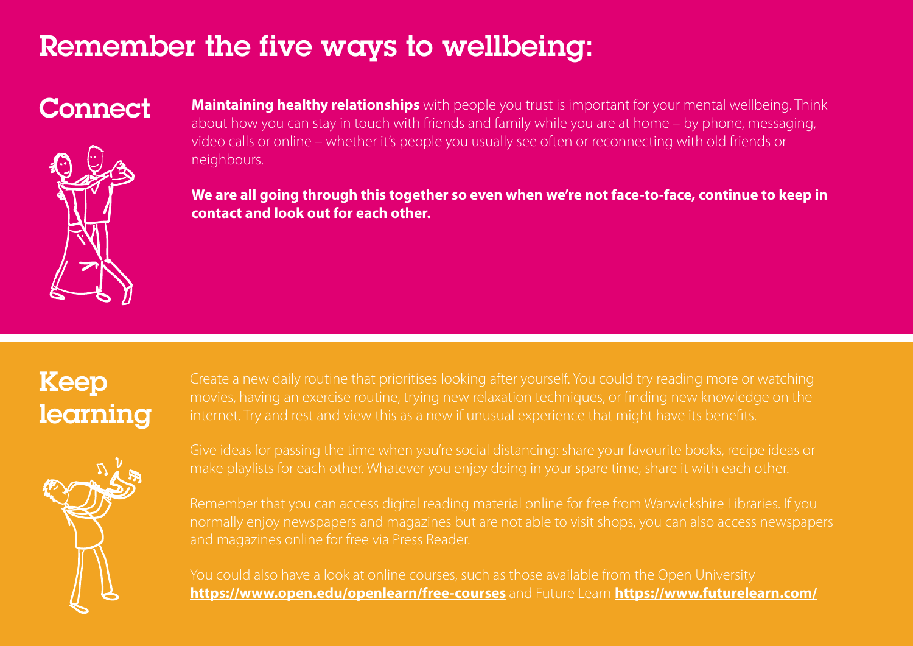# Remember the five ways to wellbeing:

## Connect

**Maintaining healthy relationships** with people you trust is important for your mental wellbeing. Think about how you can stay in touch with friends and family while you are at home – by phone, messaging, video calls or online – whether it's people you usually see often or reconnecting with old friends or neighbours.

**We are all going through this together so even when we're not face-to-face, continue to keep in contact and look out for each other.**

## Keep learning

Create a new daily routine that prioritises looking after yourself. You could try reading more or watching movies, having an exercise routine, trying new relaxation techniques, or finding new knowledge on the internet. Try and rest and view this as a new if unusual experience that might have its benefits.

Give ideas for passing the time when you're social distancing: share your favourite books, recipe ideas or make playlists for each other. Whatever you enjoy doing in your spare time, share it with each other.

Remember that you can access digital reading material online for free from Warwickshire Libraries. If you normally enjoy newspapers and magazines but are not able to visit shops, you can also access newspapers and magazines online for free via Press Reader.

You could also have a look at online courses, such as those available from the Open University **https://www.open.edu/openlearn/free-courses** and Future Learn **https://www.futurelearn.com/**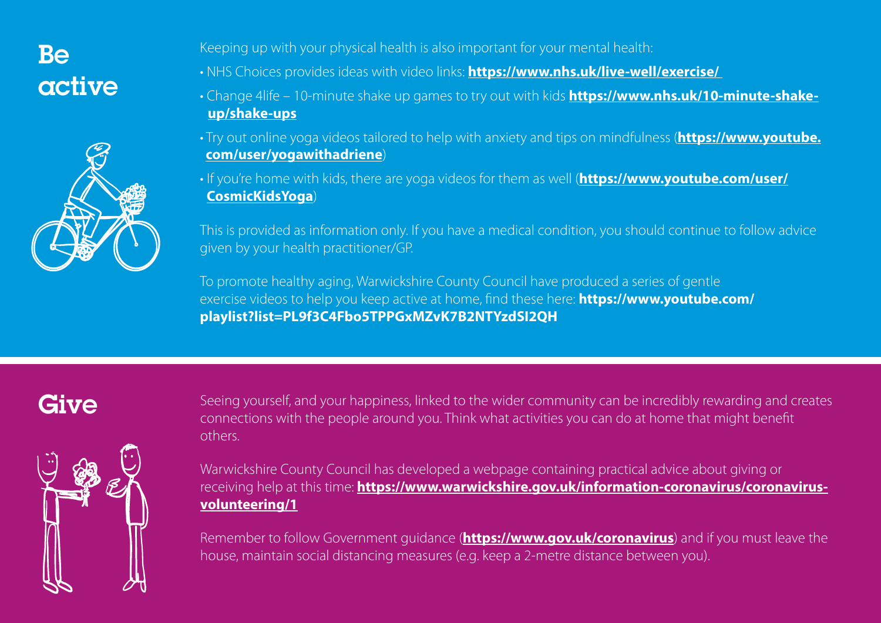# Be active

Keeping up with your physical health is also important for your mental health:

- NHS Choices provides ideas with video links: **https://www.nhs.uk/live-well/exercise/**
- Change 4life – 10-minute shake up games to try out with kids **https://www.nhs.uk/10-minute-shake-up/shake-ups**
- Try out online yoga videos tailored to help with anxiety and tips on mindfulness (**https://www.youtube.com/user/yogawithadriene**)
- If you're home with kids, there are yoga videos for them as well (**https://www.youtube.com/user/CosmicKidsYoga**)

This is provided as information only. If you have a medical condition, you should continue to follow advice given by your health practitioner/GP.

To promote healthy aging, Warwickshire County Council have produced a series of gentle exercise videos to help you keep active at home, find these here: **https://www.youtube.com/playlist?list=PL9f3C4Fbo5TPPGxMZvK7B2NTYzdSI2QH**

# Give

Seeing yourself, and your happiness, linked to the wider community can be incredibly rewarding and creates connections with the people around you. Think what activities you can do at home that might benefit others.

Warwickshire County Council has developed a webpage containing practical advice about giving or receiving help at this time: **https://www.warwickshire.gov.uk/information-coronavirus/coronavirus-volunteering/1**

Remember to follow Government guidance (**https://www.gov.uk/coronavirus**) and if you must leave the house, maintain social distancing measures (e.g. keep a 2-metre distance between you).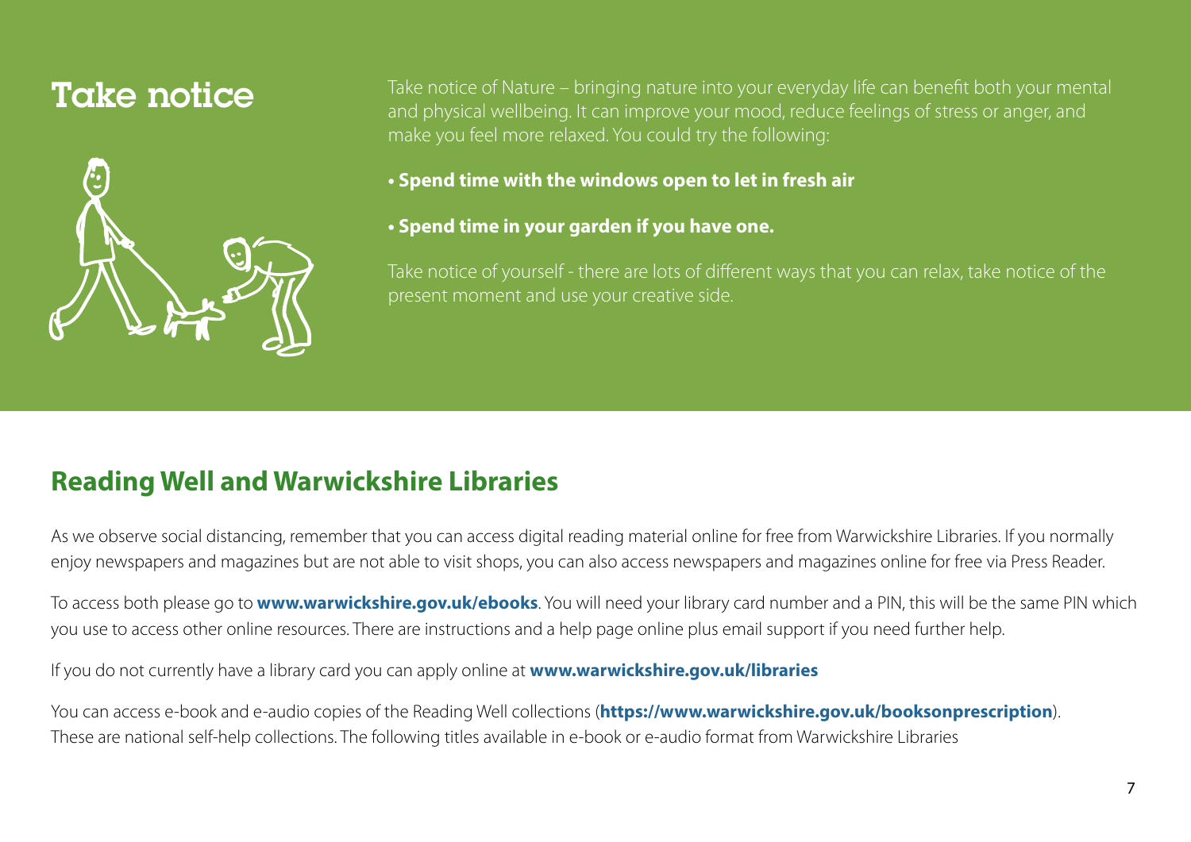# Take notice

Take notice of Nature – bringing nature into your everyday life can benefit both your mental and physical wellbeing. It can improve your mood, reduce feelings of stress or anger, and make you feel more relaxed. You could try the following:

- **Spend time with the windows open to let in fresh air**
- **Spend time in your garden if you have one.**

Take notice of yourself - there are lots of different ways that you can relax, take notice of the present moment and use your creative side.

## Reading Well and Warwickshire Libraries

As we observe social distancing, remember that you can access digital reading material online for free from Warwickshire Libraries. If you normally enjoy newspapers and magazines but are not able to visit shops, you can also access newspapers and magazines online for free via Press Reader.

To access both please go to **www.warwickshire.gov.uk/ebooks**. You will need your library card number and a PIN, this will be the same PIN which you use to access other online resources. There are instructions and a help page online plus email support if you need further help.

If you do not currently have a library card you can apply online at **www.warwickshire.gov.uk/libraries**

You can access e-book and e-audio copies of the Reading Well collections (**https://www.warwickshire.gov.uk/booksonprescription**). These are national self-help collections. The following titles available in e-book or e-audio format from Warwickshire Libraries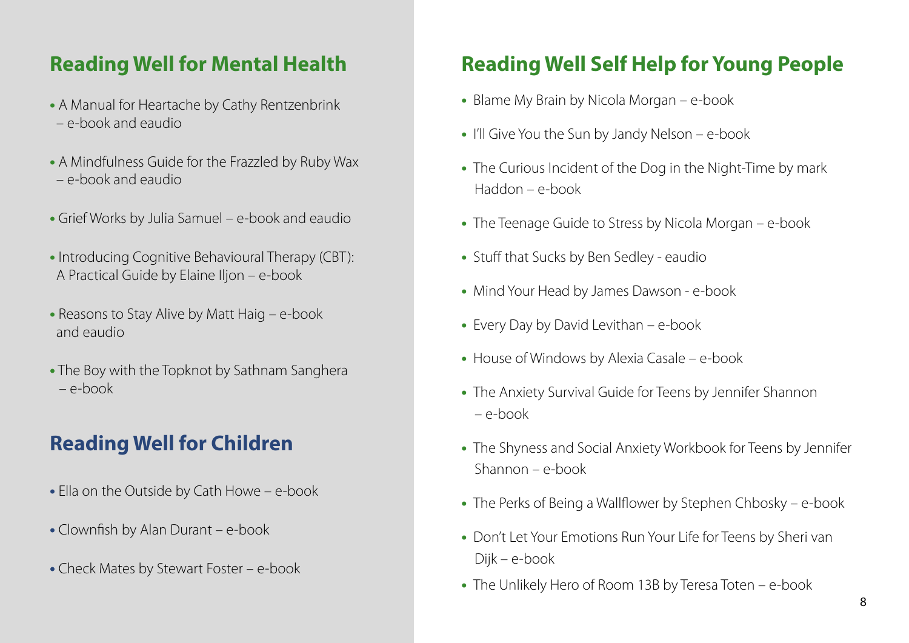## Reading Well for Mental Health

- A Manual for Heartache by Cathy Rentzenbrink – e-book and eaudio
- A Mindfulness Guide for the Frazzled by Ruby Wax – e-book and eaudio
- Grief Works by Julia Samuel – e-book and eaudio
- Introducing Cognitive Behavioural Therapy (CBT): A Practical Guide by Elaine Iljon – e-book
- Reasons to Stay Alive by Matt Haig – e-book and eaudio
- The Boy with the Topknot by Sathnam Sanghera – e-book

## Reading Well for Children

- Ella on the Outside by Cath Howe – e-book
- Clownfish by Alan Durant – e-book
- Check Mates by Stewart Foster – e-book

## Reading Well Self Help for Young People

- Blame My Brain by Nicola Morgan – e-book
- I'll Give You the Sun by Jandy Nelson – e-book
- The Curious Incident of the Dog in the Night-Time by mark Haddon – e-book
- The Teenage Guide to Stress by Nicola Morgan – e-book
- Stuff that Sucks by Ben Sedley - eaudio
- Mind Your Head by James Dawson - e-book
- Every Day by David Levithan – e-book
- House of Windows by Alexia Casale – e-book
- The Anxiety Survival Guide for Teens by Jennifer Shannon – e-book
- The Shyness and Social Anxiety Workbook for Teens by Jennifer Shannon – e-book
- The Perks of Being a Wallflower by Stephen Chbosky – e-book
- Don't Let Your Emotions Run Your Life for Teens by Sheri van Dijk – e-book
- The Unlikely Hero of Room 13B by Teresa Toten – e-book